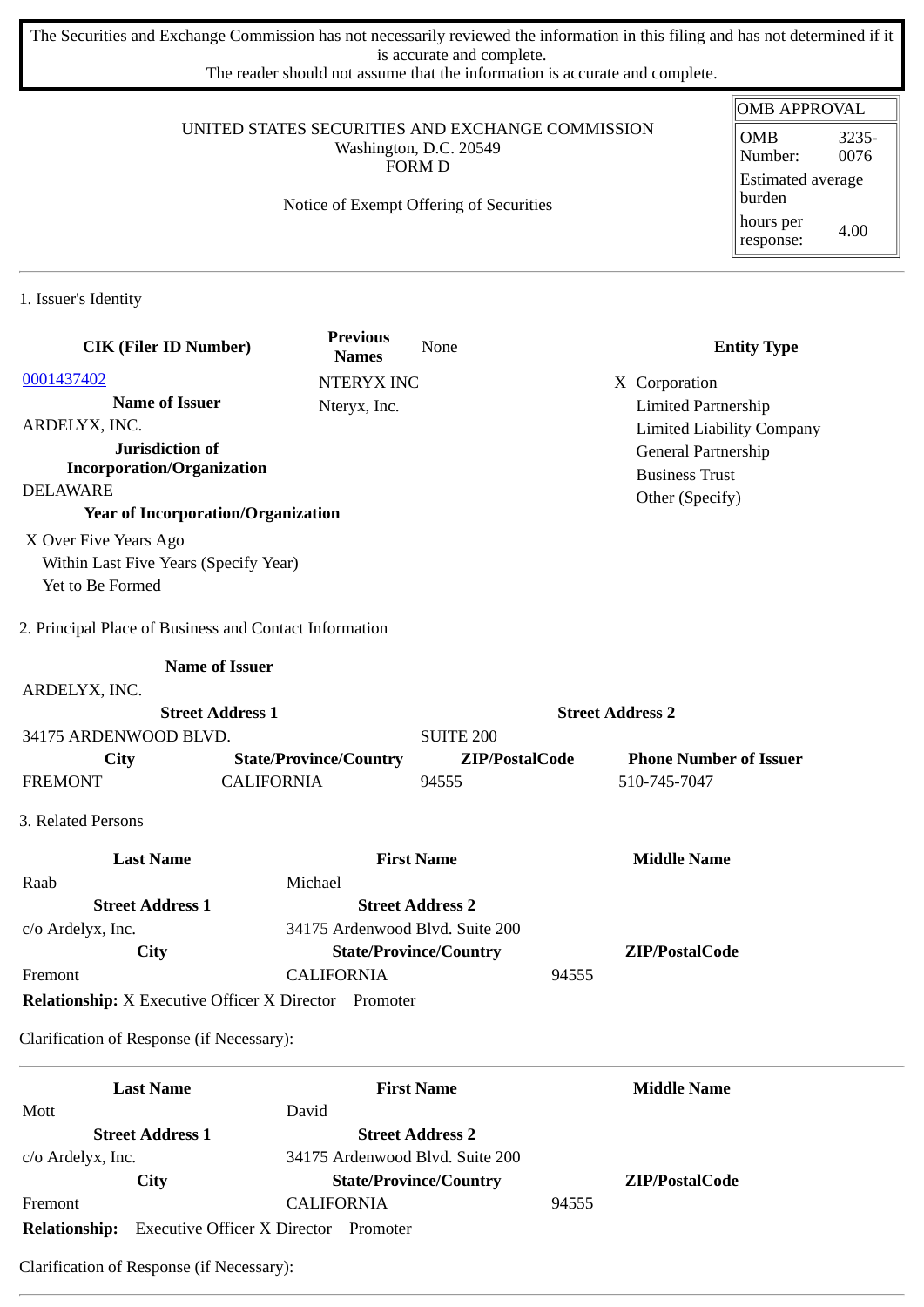The Securities and Exchange Commission has not necessarily reviewed the information in this filing and has not determined if it is accurate and complete.
The reader should not assume that the information is accurate and complete.

| OMB APPROVAL | |
|---|---|
| OMB Number: | 3235-0076 |
| Estimated average burden | |
| hours per response: | 4.00 |

UNITED STATES SECURITIES AND EXCHANGE COMMISSION
Washington, D.C. 20549
FORM D

Notice of Exempt Offering of Securities

## 1. Issuer's Identity

| CIK (Filer ID Number) | Previous Names | None | Entity Type |
|---|---|---|---|
| 0001437402 | NTERYX INC | | X Corporation |
| **Name of Issuer** | Nteryx, Inc. | | Limited Partnership |
| ARDELYX, INC. | | | Limited Liability Company |
| **Jurisdiction of Incorporation/Organization** | | | General Partnership |
| DELAWARE | | | Business Trust |
| **Year of Incorporation/Organization** | | | Other (Specify) |

X Over Five Years Ago
Within Last Five Years (Specify Year)
Yet to Be Formed

## 2. Principal Place of Business and Contact Information

| Name of Issuer | | | |
|---|---|---|---|
| ARDELYX, INC. | | | |
| **Street Address 1** | | **Street Address 2** | |
| 34175 ARDENWOOD BLVD. | | SUITE 200 | |
| **City** | **State/Province/Country** | **ZIP/PostalCode** | **Phone Number of Issuer** |
| FREMONT | CALIFORNIA | 94555 | 510-745-7047 |

## 3. Related Persons

| Last Name | First Name | Middle Name |
|---|---|---|
| Raab | Michael | |
| **Street Address 1** | **Street Address 2** | |
| c/o Ardelyx, Inc. | 34175 Ardenwood Blvd. Suite 200 | |
| **City** | **State/Province/Country** | **ZIP/PostalCode** |
| Fremont | CALIFORNIA | 94555 |

**Relationship:** X Executive Officer X Director Promoter

Clarification of Response (if Necessary):

| Last Name | First Name | Middle Name |
|---|---|---|
| Mott | David | |
| **Street Address 1** | **Street Address 2** | |
| c/o Ardelyx, Inc. | 34175 Ardenwood Blvd. Suite 200 | |
| **City** | **State/Province/Country** | **ZIP/PostalCode** |
| Fremont | CALIFORNIA | 94555 |

**Relationship:** Executive Officer X Director Promoter

Clarification of Response (if Necessary):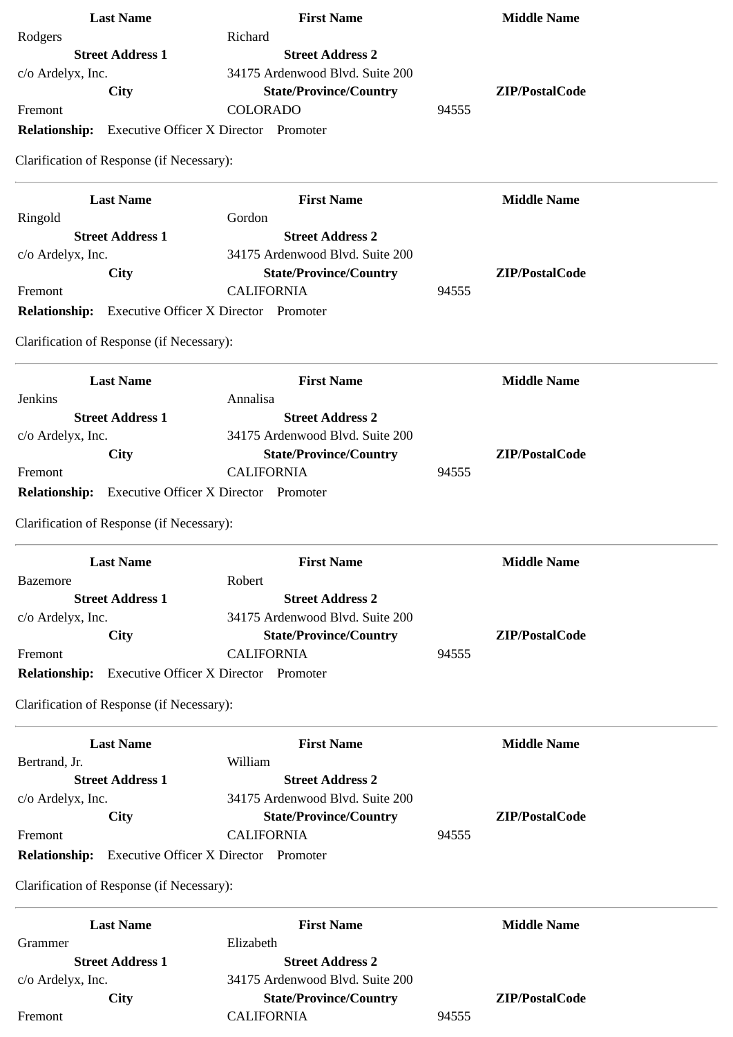| Last Name | First Name | Middle Name |
|---|---|---|
| Rodgers | Richard | |
| **Street Address 1** | **Street Address 2** | |
| c/o Ardelyx, Inc. | 34175 Ardenwood Blvd. Suite 200 | |
| **City** | **State/Province/Country** | **ZIP/PostalCode** |
| Fremont | COLORADO | 94555 |

**Relationship:** Executive Officer X Director Promoter

Clarification of Response (if Necessary):

---

| Last Name | First Name | Middle Name |
|---|---|---|
| Ringold | Gordon | |
| **Street Address 1** | **Street Address 2** | |
| c/o Ardelyx, Inc. | 34175 Ardenwood Blvd. Suite 200 | |
| **City** | **State/Province/Country** | **ZIP/PostalCode** |
| Fremont | CALIFORNIA | 94555 |

**Relationship:** Executive Officer X Director Promoter

Clarification of Response (if Necessary):

---

| Last Name | First Name | Middle Name |
|---|---|---|
| Jenkins | Annalisa | |
| **Street Address 1** | **Street Address 2** | |
| c/o Ardelyx, Inc. | 34175 Ardenwood Blvd. Suite 200 | |
| **City** | **State/Province/Country** | **ZIP/PostalCode** |
| Fremont | CALIFORNIA | 94555 |

**Relationship:** Executive Officer X Director Promoter

Clarification of Response (if Necessary):

---

| Last Name | First Name | Middle Name |
|---|---|---|
| Bazemore | Robert | |
| **Street Address 1** | **Street Address 2** | |
| c/o Ardelyx, Inc. | 34175 Ardenwood Blvd. Suite 200 | |
| **City** | **State/Province/Country** | **ZIP/PostalCode** |
| Fremont | CALIFORNIA | 94555 |

**Relationship:** Executive Officer X Director Promoter

Clarification of Response (if Necessary):

---

| Last Name | First Name | Middle Name |
|---|---|---|
| Bertrand, Jr. | William | |
| **Street Address 1** | **Street Address 2** | |
| c/o Ardelyx, Inc. | 34175 Ardenwood Blvd. Suite 200 | |
| **City** | **State/Province/Country** | **ZIP/PostalCode** |
| Fremont | CALIFORNIA | 94555 |

**Relationship:** Executive Officer X Director Promoter

Clarification of Response (if Necessary):

---

| Last Name | First Name | Middle Name |
|---|---|---|
| Grammer | Elizabeth | |
| **Street Address 1** | **Street Address 2** | |
| c/o Ardelyx, Inc. | 34175 Ardenwood Blvd. Suite 200 | |
| **City** | **State/Province/Country** | **ZIP/PostalCode** |
| Fremont | CALIFORNIA | 94555 |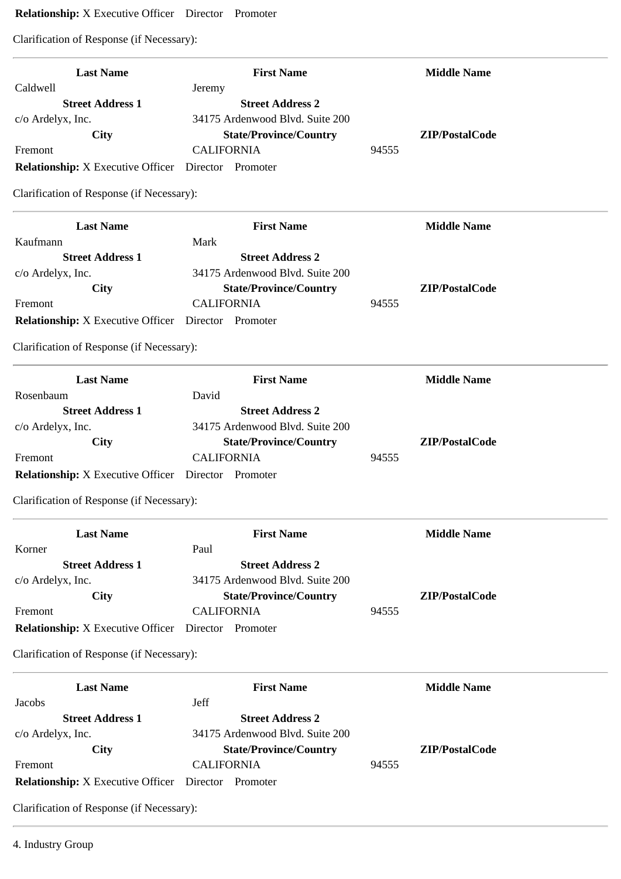**Relationship:** X Executive Officer Director Promoter

Clarification of Response (if Necessary):

---

| Last Name | First Name | Middle Name |
| --- | --- | --- |
| Caldwell | Jeremy | |
| **Street Address 1** | **Street Address 2** | |
| c/o Ardelyx, Inc. | 34175 Ardenwood Blvd. Suite 200 | |
| **City** | **State/Province/Country** | **ZIP/PostalCode** |
| Fremont | CALIFORNIA | 94555 |

**Relationship:** X Executive Officer Director Promoter

Clarification of Response (if Necessary):

---

| Last Name | First Name | Middle Name |
| --- | --- | --- |
| Kaufmann | Mark | |
| **Street Address 1** | **Street Address 2** | |
| c/o Ardelyx, Inc. | 34175 Ardenwood Blvd. Suite 200 | |
| **City** | **State/Province/Country** | **ZIP/PostalCode** |
| Fremont | CALIFORNIA | 94555 |

**Relationship:** X Executive Officer Director Promoter

Clarification of Response (if Necessary):

---

| Last Name | First Name | Middle Name |
| --- | --- | --- |
| Rosenbaum | David | |
| **Street Address 1** | **Street Address 2** | |
| c/o Ardelyx, Inc. | 34175 Ardenwood Blvd. Suite 200 | |
| **City** | **State/Province/Country** | **ZIP/PostalCode** |
| Fremont | CALIFORNIA | 94555 |

**Relationship:** X Executive Officer Director Promoter

Clarification of Response (if Necessary):

---

| Last Name | First Name | Middle Name |
| --- | --- | --- |
| Korner | Paul | |
| **Street Address 1** | **Street Address 2** | |
| c/o Ardelyx, Inc. | 34175 Ardenwood Blvd. Suite 200 | |
| **City** | **State/Province/Country** | **ZIP/PostalCode** |
| Fremont | CALIFORNIA | 94555 |

**Relationship:** X Executive Officer Director Promoter

Clarification of Response (if Necessary):

---

| Last Name | First Name | Middle Name |
| --- | --- | --- |
| Jacobs | Jeff | |
| **Street Address 1** | **Street Address 2** | |
| c/o Ardelyx, Inc. | 34175 Ardenwood Blvd. Suite 200 | |
| **City** | **State/Province/Country** | **ZIP/PostalCode** |
| Fremont | CALIFORNIA | 94555 |

**Relationship:** X Executive Officer Director Promoter

Clarification of Response (if Necessary):

---

4. Industry Group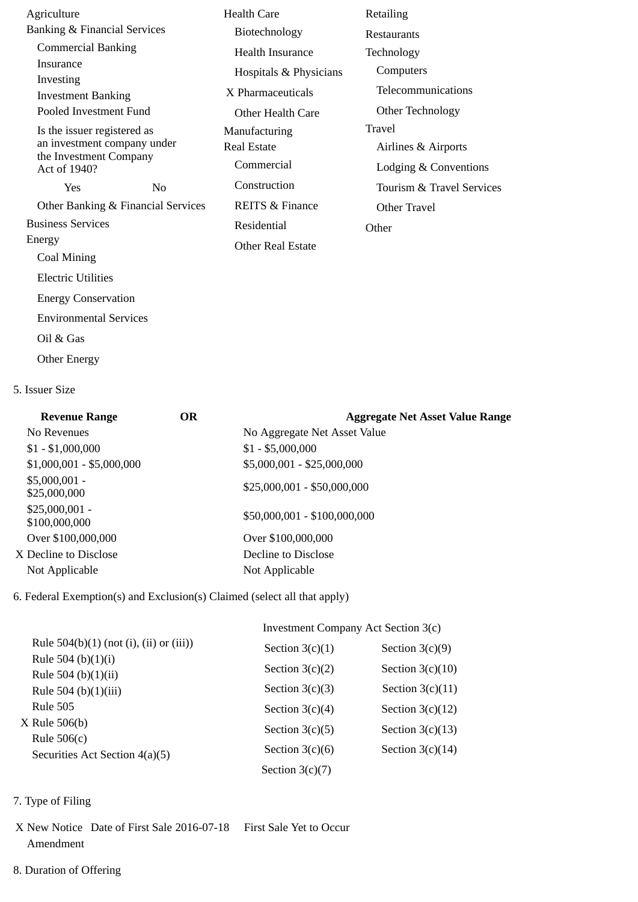- Agriculture
- Banking & Financial Services
  - Commercial Banking
  - Insurance
  - Investing
  - Investment Banking
  - Pooled Investment Fund
    - Is the issuer registered as an investment company under the Investment Company Act of 1940?
      - Yes
      - No
  - Other Banking & Financial Services
- Business Services
- Energy
  - Coal Mining
  - Electric Utilities
  - Energy Conservation
  - Environmental Services
  - Oil & Gas
  - Other Energy
- Health Care
  - Biotechnology
  - Health Insurance
  - Hospitals & Physicians
  - X Pharmaceuticals
  - Other Health Care
- Manufacturing
- Real Estate
  - Commercial
  - Construction
  - REITS & Finance
  - Residential
  - Other Real Estate
- Retailing
- Restaurants
- Technology
  - Computers
  - Telecommunications
  - Other Technology
- Travel
  - Airlines & Airports
  - Lodging & Conventions
  - Tourism & Travel Services
  - Other Travel
- Other

5. Issuer Size

| Revenue Range | OR | Aggregate Net Asset Value Range |
|---|---|---|
| No Revenues | | No Aggregate Net Asset Value |
| $1 - $1,000,000 | | $1 - $5,000,000 |
| $1,000,001 - $5,000,000 | | $5,000,001 - $25,000,000 |
| $5,000,001 - $25,000,000 | | $25,000,001 - $50,000,000 |
| $25,000,001 - $100,000,000 | | $50,000,001 - $100,000,000 |
| Over $100,000,000 | | Over $100,000,000 |
| X Decline to Disclose | | Decline to Disclose |
| Not Applicable | | Not Applicable |

6. Federal Exemption(s) and Exclusion(s) Claimed (select all that apply)

- Rule 504(b)(1) (not (i), (ii) or (iii))
- Rule 504 (b)(1)(i)
- Rule 504 (b)(1)(ii)
- Rule 504 (b)(1)(iii)
- Rule 505
- X Rule 506(b)
- Rule 506(c)
- Securities Act Section 4(a)(5)

Investment Company Act Section 3(c)

- Section 3(c)(1)
- Section 3(c)(2)
- Section 3(c)(3)
- Section 3(c)(4)
- Section 3(c)(5)
- Section 3(c)(6)
- Section 3(c)(7)
- Section 3(c)(9)
- Section 3(c)(10)
- Section 3(c)(11)
- Section 3(c)(12)
- Section 3(c)(13)
- Section 3(c)(14)

7. Type of Filing

X New Notice Date of First Sale 2016-07-18 First Sale Yet to Occur

Amendment

8. Duration of Offering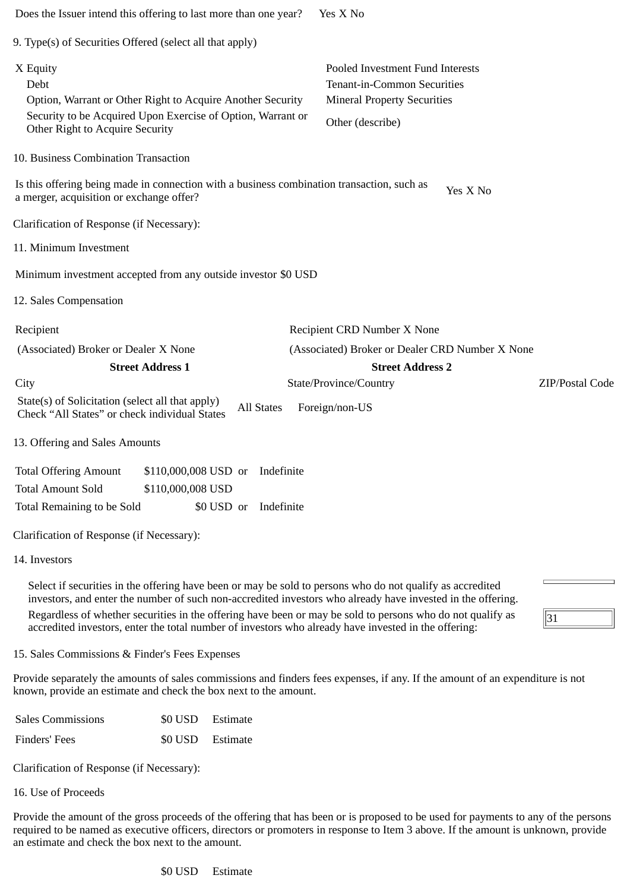Does the Issuer intend this offering to last more than one year? Yes X No

9. Type(s) of Securities Offered (select all that apply)

| | |
|---|---|
| X Equity | Pooled Investment Fund Interests |
| Debt | Tenant-in-Common Securities |
| Option, Warrant or Other Right to Acquire Another Security | Mineral Property Securities |
| Security to be Acquired Upon Exercise of Option, Warrant or Other Right to Acquire Security | Other (describe) |

10. Business Combination Transaction

Is this offering being made in connection with a business combination transaction, such as a merger, acquisition or exchange offer? Yes X No

Clarification of Response (if Necessary):

11. Minimum Investment

Minimum investment accepted from any outside investor $0 USD

12. Sales Compensation

| | | |
|---|---|---|
| Recipient | Recipient CRD Number X None | |
| (Associated) Broker or Dealer X None | (Associated) Broker or Dealer CRD Number X None | |
| **Street Address 1** | **Street Address 2** | |
| City | State/Province/Country | ZIP/Postal Code |
| State(s) of Solicitation (select all that apply) Check "All States" or check individual States | All States Foreign/non-US | |

13. Offering and Sales Amounts

| | | | |
|---|---|---|---|
| Total Offering Amount | $110,000,008 USD | or | Indefinite |
| Total Amount Sold | $110,000,008 USD | | |
| Total Remaining to be Sold | $0 USD | or | Indefinite |

Clarification of Response (if Necessary):

14. Investors

Select if securities in the offering have been or may be sold to persons who do not qualify as accredited investors, and enter the number of such non-accredited investors who already have invested in the offering.

Regardless of whether securities in the offering have been or may be sold to persons who do not qualify as accredited investors, enter the total number of investors who already have invested in the offering: 31

15. Sales Commissions & Finder's Fees Expenses

Provide separately the amounts of sales commissions and finders fees expenses, if any. If the amount of an expenditure is not known, provide an estimate and check the box next to the amount.

| | | |
|---|---|---|
| Sales Commissions | $0 USD | Estimate |
| Finders' Fees | $0 USD | Estimate |

Clarification of Response (if Necessary):

16. Use of Proceeds

Provide the amount of the gross proceeds of the offering that has been or is proposed to be used for payments to any of the persons required to be named as executive officers, directors or promoters in response to Item 3 above. If the amount is unknown, provide an estimate and check the box next to the amount.

$0 USD Estimate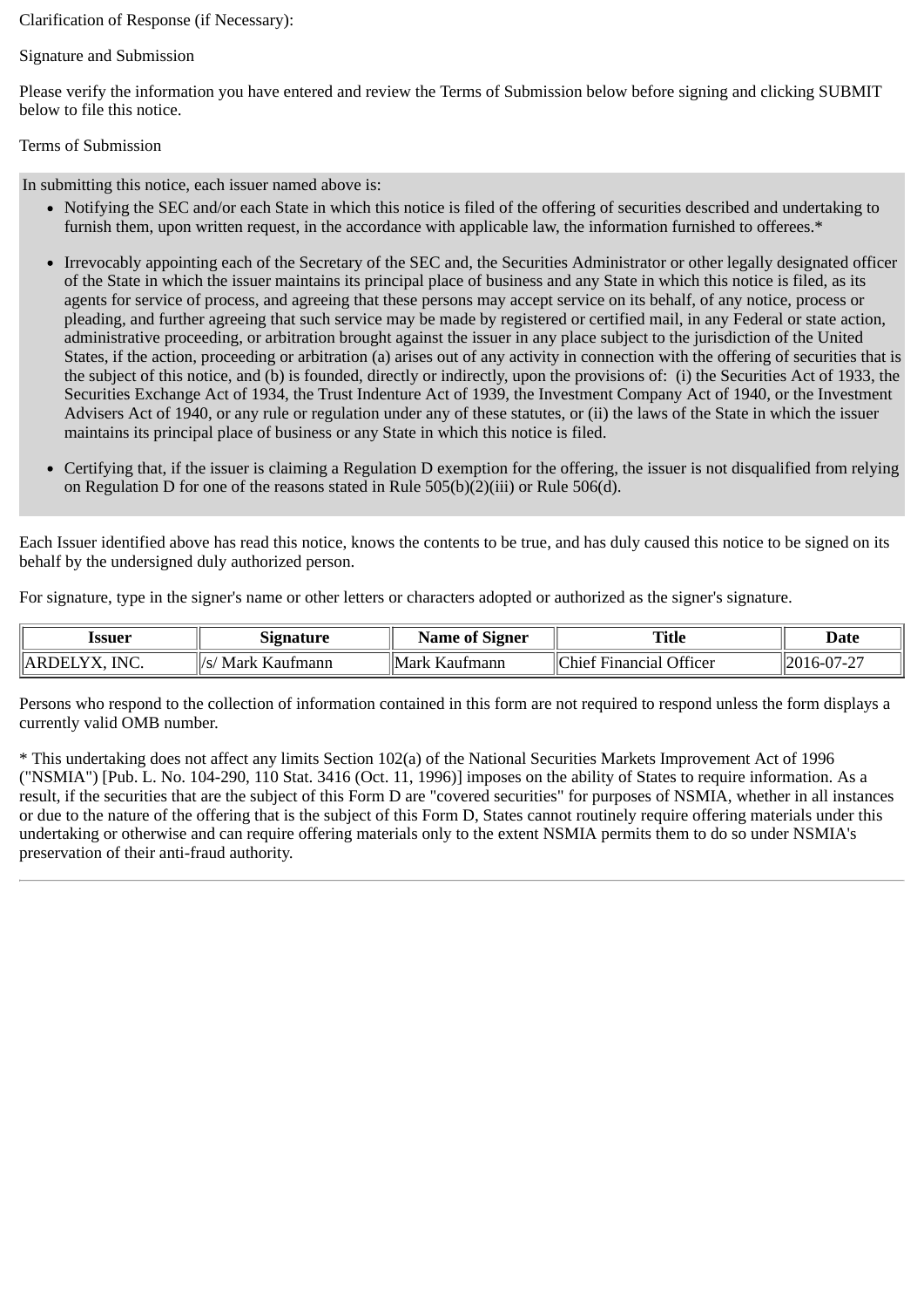Clarification of Response (if Necessary):

Signature and Submission

Please verify the information you have entered and review the Terms of Submission below before signing and clicking SUBMIT below to file this notice.

Terms of Submission

In submitting this notice, each issuer named above is:

- Notifying the SEC and/or each State in which this notice is filed of the offering of securities described and undertaking to furnish them, upon written request, in the accordance with applicable law, the information furnished to offerees.*
- Irrevocably appointing each of the Secretary of the SEC and, the Securities Administrator or other legally designated officer of the State in which the issuer maintains its principal place of business and any State in which this notice is filed, as its agents for service of process, and agreeing that these persons may accept service on its behalf, of any notice, process or pleading, and further agreeing that such service may be made by registered or certified mail, in any Federal or state action, administrative proceeding, or arbitration brought against the issuer in any place subject to the jurisdiction of the United States, if the action, proceeding or arbitration (a) arises out of any activity in connection with the offering of securities that is the subject of this notice, and (b) is founded, directly or indirectly, upon the provisions of: (i) the Securities Act of 1933, the Securities Exchange Act of 1934, the Trust Indenture Act of 1939, the Investment Company Act of 1940, or the Investment Advisers Act of 1940, or any rule or regulation under any of these statutes, or (ii) the laws of the State in which the issuer maintains its principal place of business or any State in which this notice is filed.
- Certifying that, if the issuer is claiming a Regulation D exemption for the offering, the issuer is not disqualified from relying on Regulation D for one of the reasons stated in Rule 505(b)(2)(iii) or Rule 506(d).

Each Issuer identified above has read this notice, knows the contents to be true, and has duly caused this notice to be signed on its behalf by the undersigned duly authorized person.

For signature, type in the signer's name or other letters or characters adopted or authorized as the signer's signature.

| Issuer | Signature | Name of Signer | Title | Date |
|---|---|---|---|---|
| ARDELYX, INC. | /s/ Mark Kaufmann | Mark Kaufmann | Chief Financial Officer | 2016-07-27 |

Persons who respond to the collection of information contained in this form are not required to respond unless the form displays a currently valid OMB number.

* This undertaking does not affect any limits Section 102(a) of the National Securities Markets Improvement Act of 1996 ("NSMIA") [Pub. L. No. 104-290, 110 Stat. 3416 (Oct. 11, 1996)] imposes on the ability of States to require information. As a result, if the securities that are the subject of this Form D are "covered securities" for purposes of NSMIA, whether in all instances or due to the nature of the offering that is the subject of this Form D, States cannot routinely require offering materials under this undertaking or otherwise and can require offering materials only to the extent NSMIA permits them to do so under NSMIA's preservation of their anti-fraud authority.